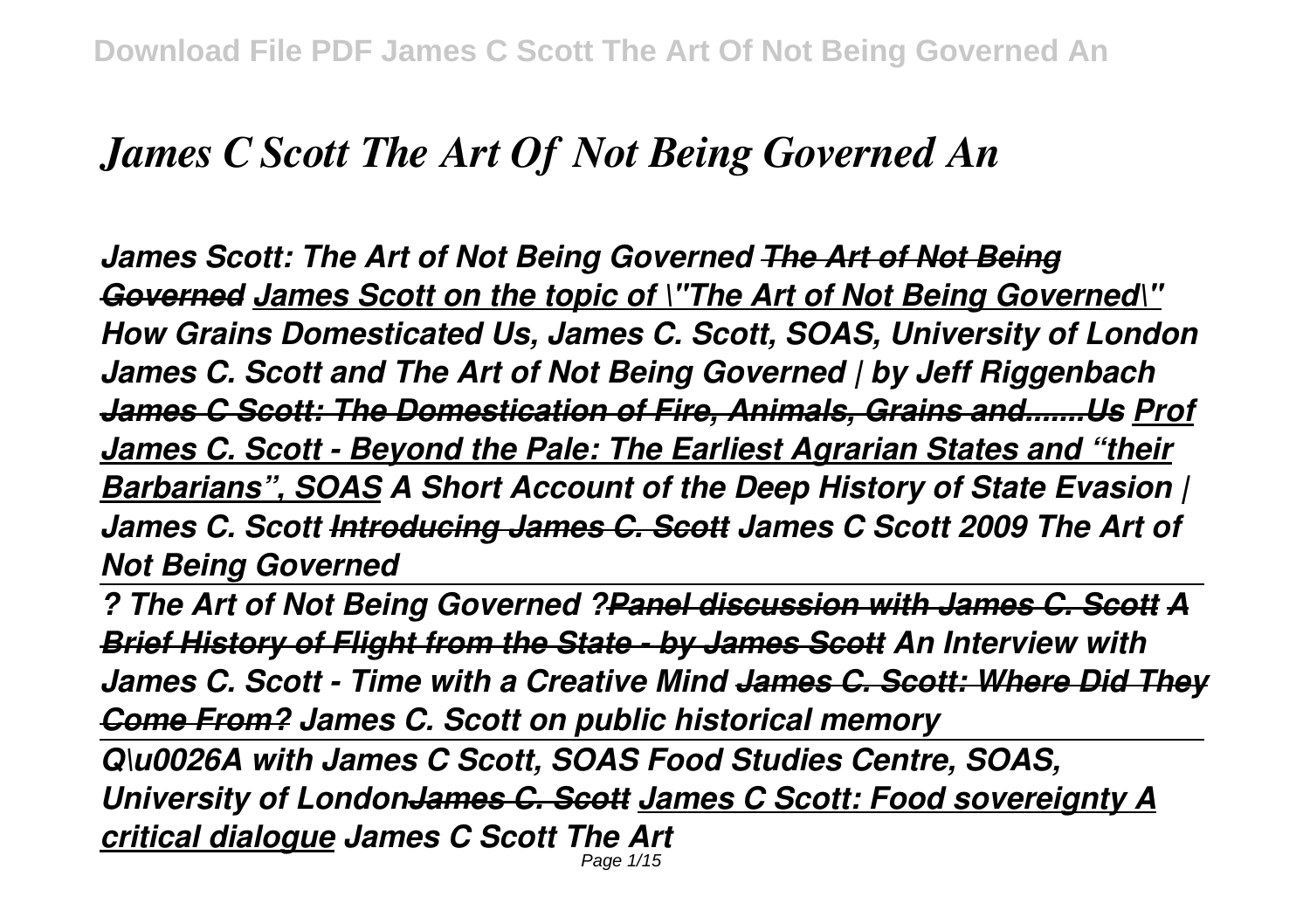# *James C Scott The Art Of Not Being Governed An*

***James Scott: The Art of Not Being Governed*** ~~***The Art of Not Being Governed***~~ ***James Scott on the topic of \"The Art of Not Being Governed\" How Grains Domesticated Us, James C. Scott, SOAS, University of London James C. Scott and The Art of Not Being Governed | by Jeff Riggenbach*** ~~***James C Scott: The Domestication of Fire, Animals, Grains and......Us***~~ ***Prof James C. Scott - Beyond the Pale: The Earliest Agrarian States and "their Barbarians", SOAS A Short Account of the Deep History of State Evasion | James C. Scott*** ~~***Introducing James C. Scott***~~ ***James C Scott 2009 The Art of Not Being Governed***

***? The Art of Not Being Governed ?*** ~~***Panel discussion with James C. Scott***~~ ~~***A Brief History of Flight from the State - by James Scott***~~ ***An Interview with James C. Scott - Time with a Creative Mind*** ~~***James C. Scott: Where Did They Come From?***~~ ***James C. Scott on public historical memory***

***Q\u0026A with James C Scott, SOAS Food Studies Centre, SOAS, University of London*** ~~***James C. Scott***~~ ***James C Scott: Food sovereignty A critical dialogue James C Scott The Art***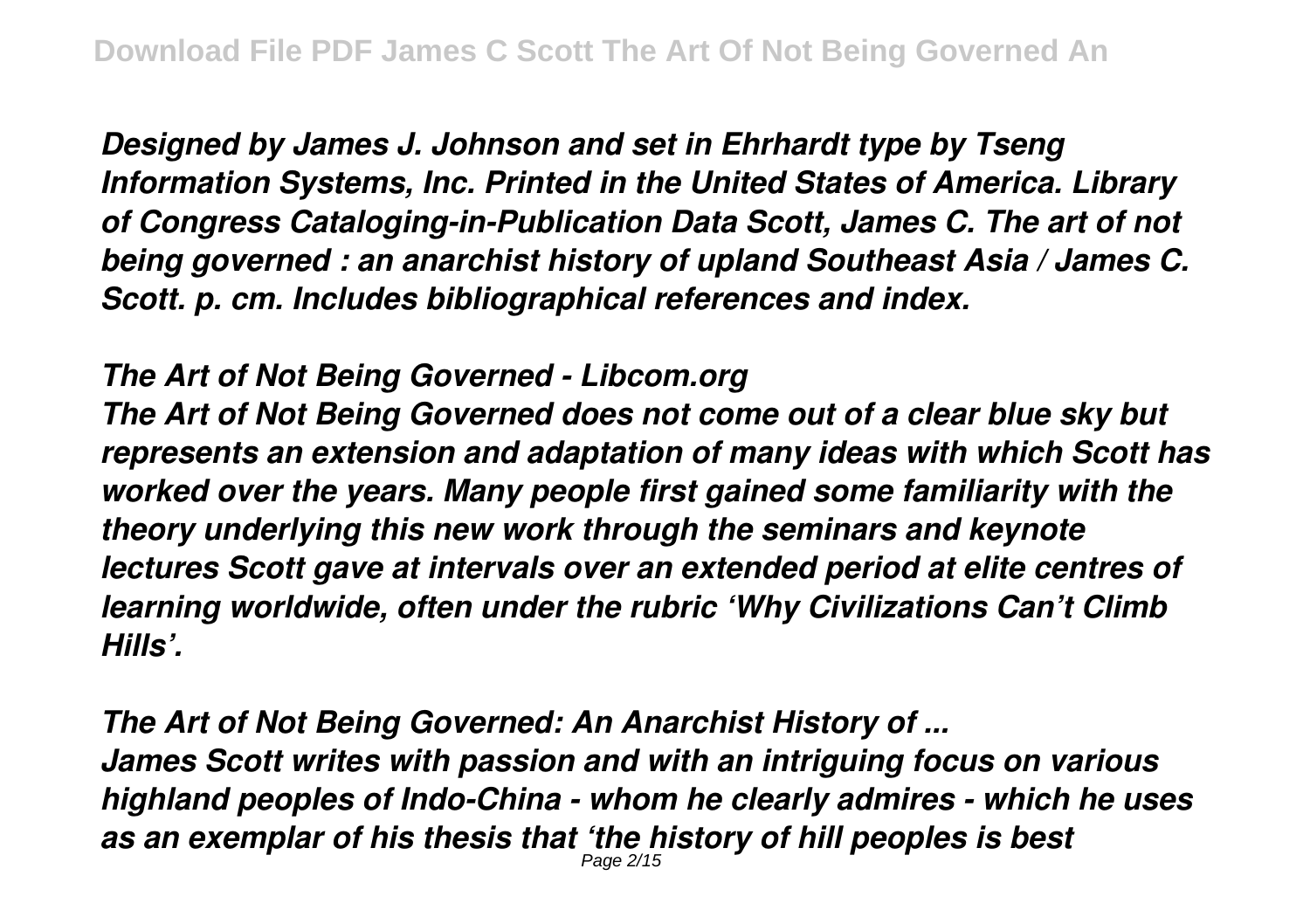*Designed by James J. Johnson and set in Ehrhardt type by Tseng Information Systems, Inc. Printed in the United States of America. Library of Congress Cataloging-in-Publication Data Scott, James C. The art of not being governed : an anarchist history of upland Southeast Asia / James C. Scott. p. cm. Includes bibliographical references and index.*

## *The Art of Not Being Governed - Libcom.org*

*The Art of Not Being Governed does not come out of a clear blue sky but represents an extension and adaptation of many ideas with which Scott has worked over the years. Many people first gained some familiarity with the theory underlying this new work through the seminars and keynote lectures Scott gave at intervals over an extended period at elite centres of learning worldwide, often under the rubric 'Why Civilizations Can't Climb Hills'.*

## *The Art of Not Being Governed: An Anarchist History of ...*

*James Scott writes with passion and with an intriguing focus on various highland peoples of Indo-China - whom he clearly admires - which he uses as an exemplar of his thesis that 'the history of hill peoples is best*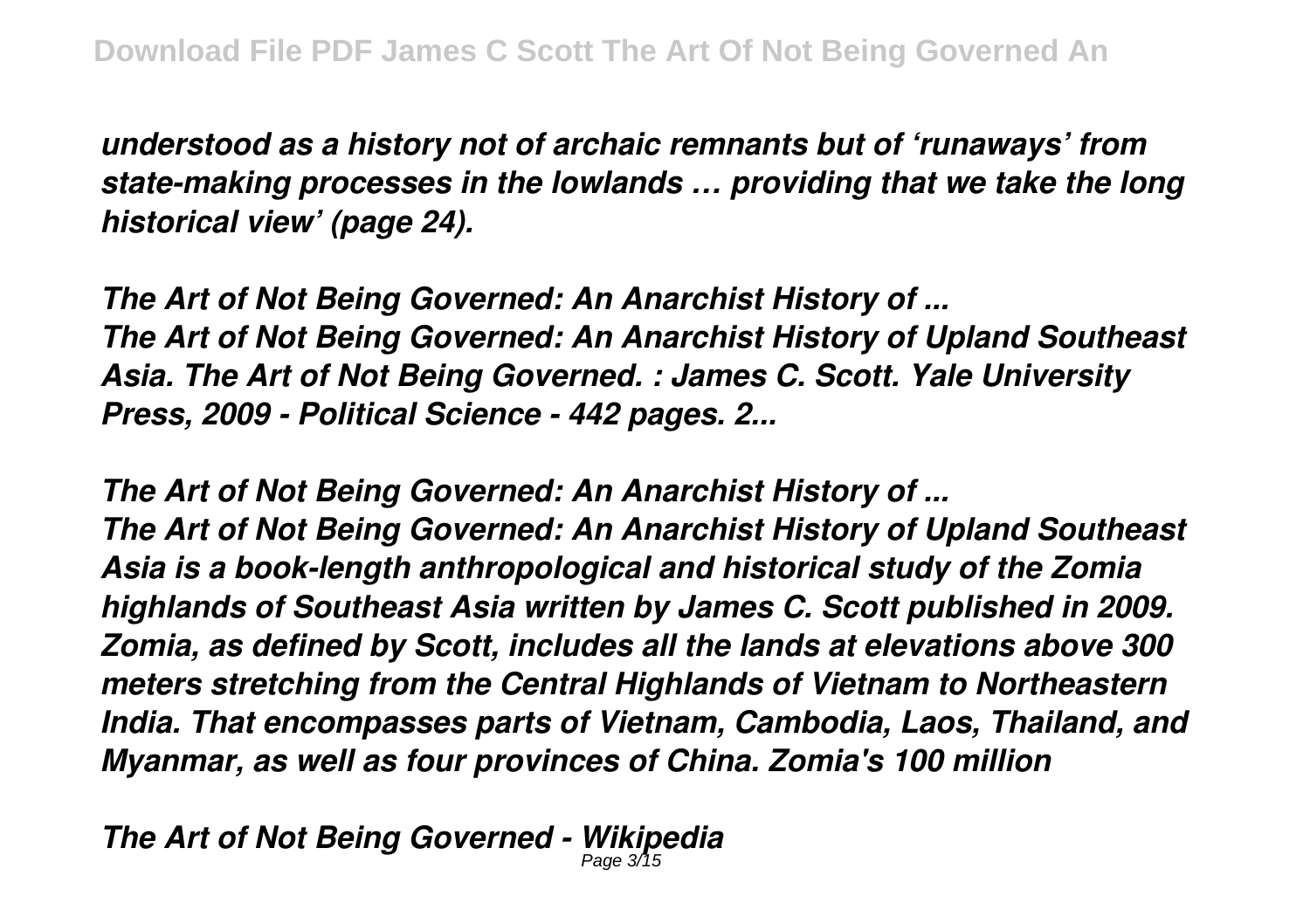*understood as a history not of archaic remnants but of 'runaways' from state-making processes in the lowlands … providing that we take the long historical view' (page 24).*

*The Art of Not Being Governed: An Anarchist History of ...*
*The Art of Not Being Governed: An Anarchist History of Upland Southeast Asia. The Art of Not Being Governed. : James C. Scott. Yale University Press, 2009 - Political Science - 442 pages. 2...*

*The Art of Not Being Governed: An Anarchist History of ...*
*The Art of Not Being Governed: An Anarchist History of Upland Southeast Asia is a book-length anthropological and historical study of the Zomia highlands of Southeast Asia written by James C. Scott published in 2009. Zomia, as defined by Scott, includes all the lands at elevations above 300 meters stretching from the Central Highlands of Vietnam to Northeastern India. That encompasses parts of Vietnam, Cambodia, Laos, Thailand, and Myanmar, as well as four provinces of China. Zomia's 100 million*

*The Art of Not Being Governed - Wikipedia*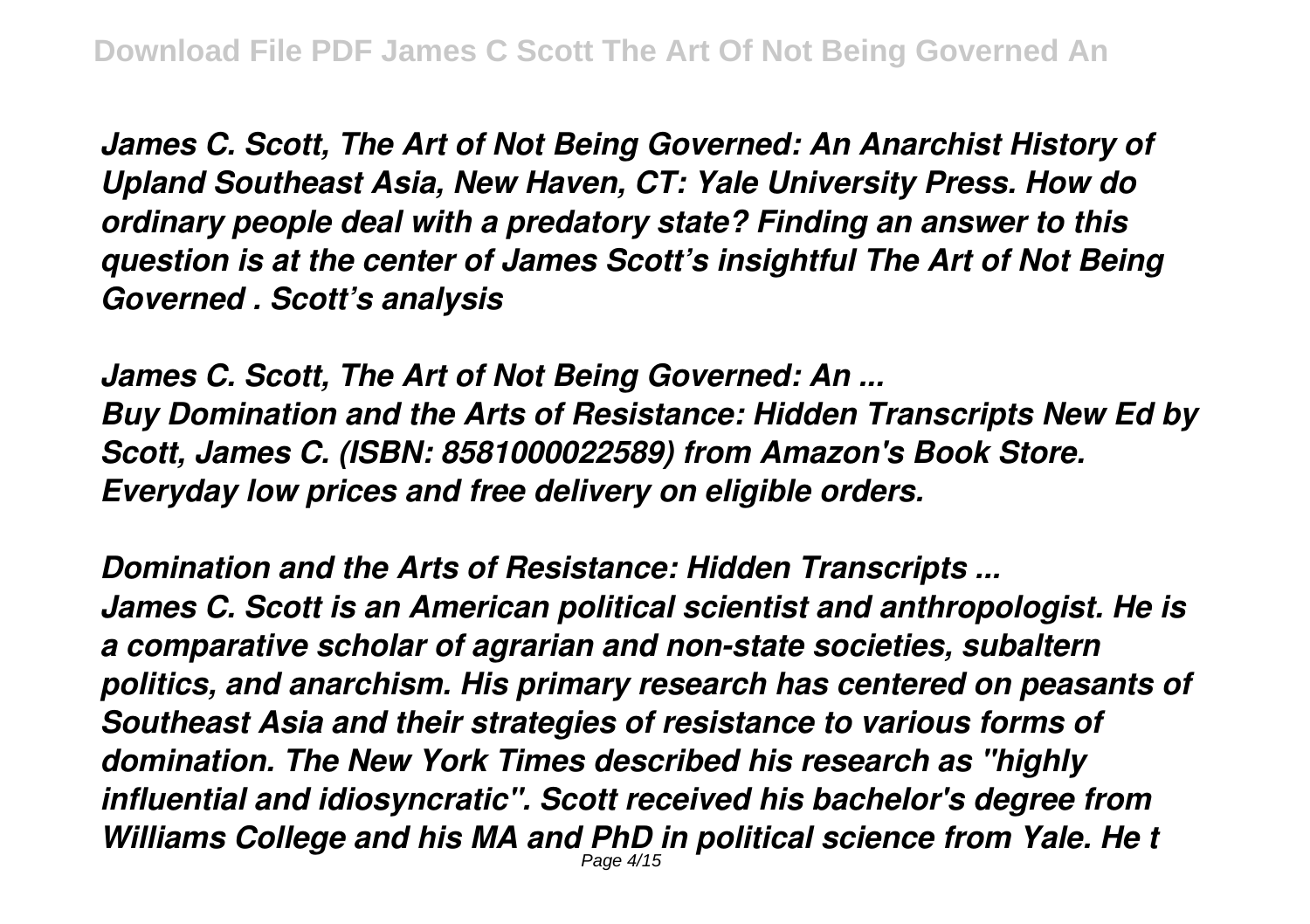*James C. Scott, The Art of Not Being Governed: An Anarchist History of Upland Southeast Asia, New Haven, CT: Yale University Press. How do ordinary people deal with a predatory state? Finding an answer to this question is at the center of James Scott's insightful The Art of Not Being Governed . Scott's analysis*

*James C. Scott, The Art of Not Being Governed: An ...*
*Buy Domination and the Arts of Resistance: Hidden Transcripts New Ed by Scott, James C. (ISBN: 8581000022589) from Amazon's Book Store. Everyday low prices and free delivery on eligible orders.*

*Domination and the Arts of Resistance: Hidden Transcripts ...*
*James C. Scott is an American political scientist and anthropologist. He is a comparative scholar of agrarian and non-state societies, subaltern politics, and anarchism. His primary research has centered on peasants of Southeast Asia and their strategies of resistance to various forms of domination. The New York Times described his research as "highly influential and idiosyncratic". Scott received his bachelor's degree from Williams College and his MA and PhD in political science from Yale. He t*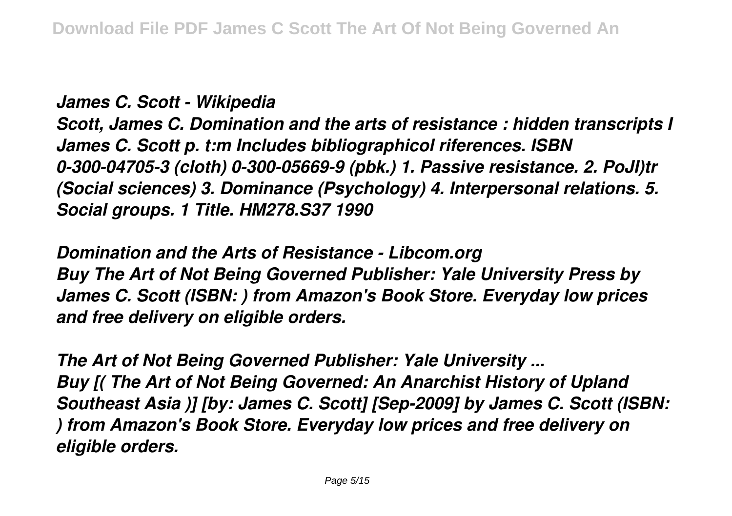*James C. Scott - Wikipedia*
*Scott, James C. Domination and the arts of resistance : hidden transcripts I James C. Scott p. t:m Includes bibliographicol riferences. ISBN 0-300-04705-3 (cloth) 0-300-05669-9 (pbk.) 1. Passive resistance. 2. PoJl)tr (Social sciences) 3. Dominance (Psychology) 4. Interpersonal relations. 5. Social groups. 1 Title. HM278.S37 1990*

*Domination and the Arts of Resistance - Libcom.org*
*Buy The Art of Not Being Governed Publisher: Yale University Press by James C. Scott (ISBN: ) from Amazon's Book Store. Everyday low prices and free delivery on eligible orders.*

*The Art of Not Being Governed Publisher: Yale University ...*
*Buy [( The Art of Not Being Governed: An Anarchist History of Upland Southeast Asia )] [by: James C. Scott] [Sep-2009] by James C. Scott (ISBN: ) from Amazon's Book Store. Everyday low prices and free delivery on eligible orders.*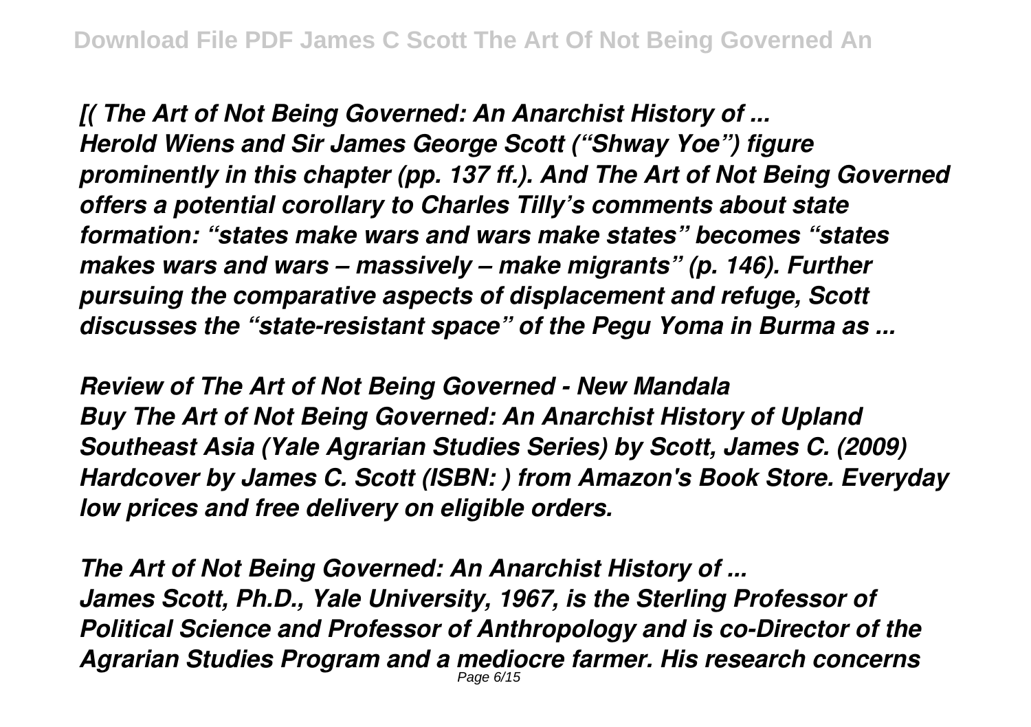*[( The Art of Not Being Governed: An Anarchist History of ...*
*Herold Wiens and Sir James George Scott ("Shway Yoe") figure prominently in this chapter (pp. 137 ff.). And The Art of Not Being Governed offers a potential corollary to Charles Tilly's comments about state formation: "states make wars and wars make states" becomes "states makes wars and wars – massively – make migrants" (p. 146). Further pursuing the comparative aspects of displacement and refuge, Scott discusses the "state-resistant space" of the Pegu Yoma in Burma as ...*

*Review of The Art of Not Being Governed - New Mandala*
*Buy The Art of Not Being Governed: An Anarchist History of Upland Southeast Asia (Yale Agrarian Studies Series) by Scott, James C. (2009) Hardcover by James C. Scott (ISBN: ) from Amazon's Book Store. Everyday low prices and free delivery on eligible orders.*

*The Art of Not Being Governed: An Anarchist History of ...*
*James Scott, Ph.D., Yale University, 1967, is the Sterling Professor of Political Science and Professor of Anthropology and is co-Director of the Agrarian Studies Program and a mediocre farmer. His research concerns*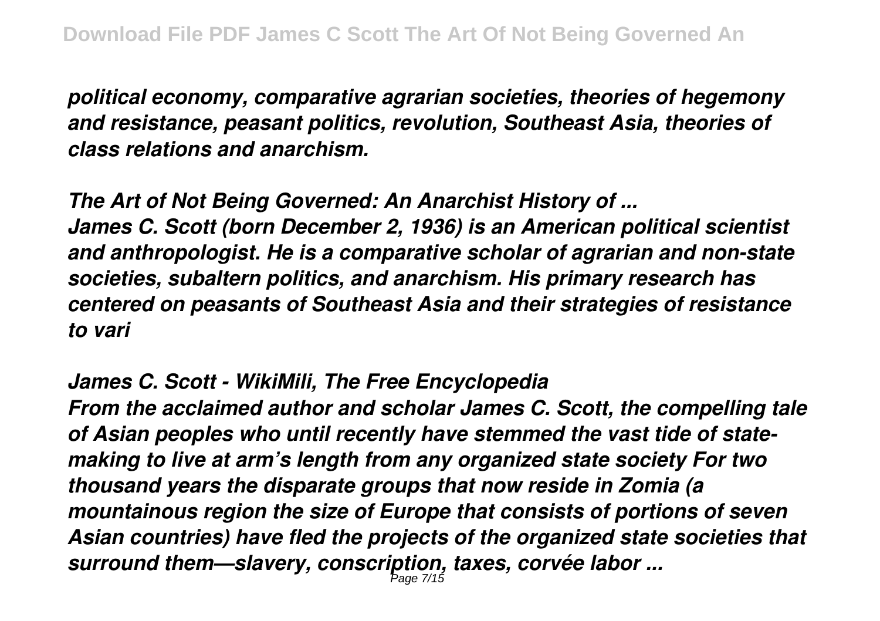*political economy, comparative agrarian societies, theories of hegemony and resistance, peasant politics, revolution, Southeast Asia, theories of class relations and anarchism.*

*The Art of Not Being Governed: An Anarchist History of ...*
*James C. Scott (born December 2, 1936) is an American political scientist and anthropologist. He is a comparative scholar of agrarian and non-state societies, subaltern politics, and anarchism. His primary research has centered on peasants of Southeast Asia and their strategies of resistance to vari*

*James C. Scott - WikiMili, The Free Encyclopedia*
*From the acclaimed author and scholar James C. Scott, the compelling tale of Asian peoples who until recently have stemmed the vast tide of state-making to live at arm's length from any organized state society For two thousand years the disparate groups that now reside in Zomia (a mountainous region the size of Europe that consists of portions of seven Asian countries) have fled the projects of the organized state societies that surround them—slavery, conscription, taxes, corvée labor ...*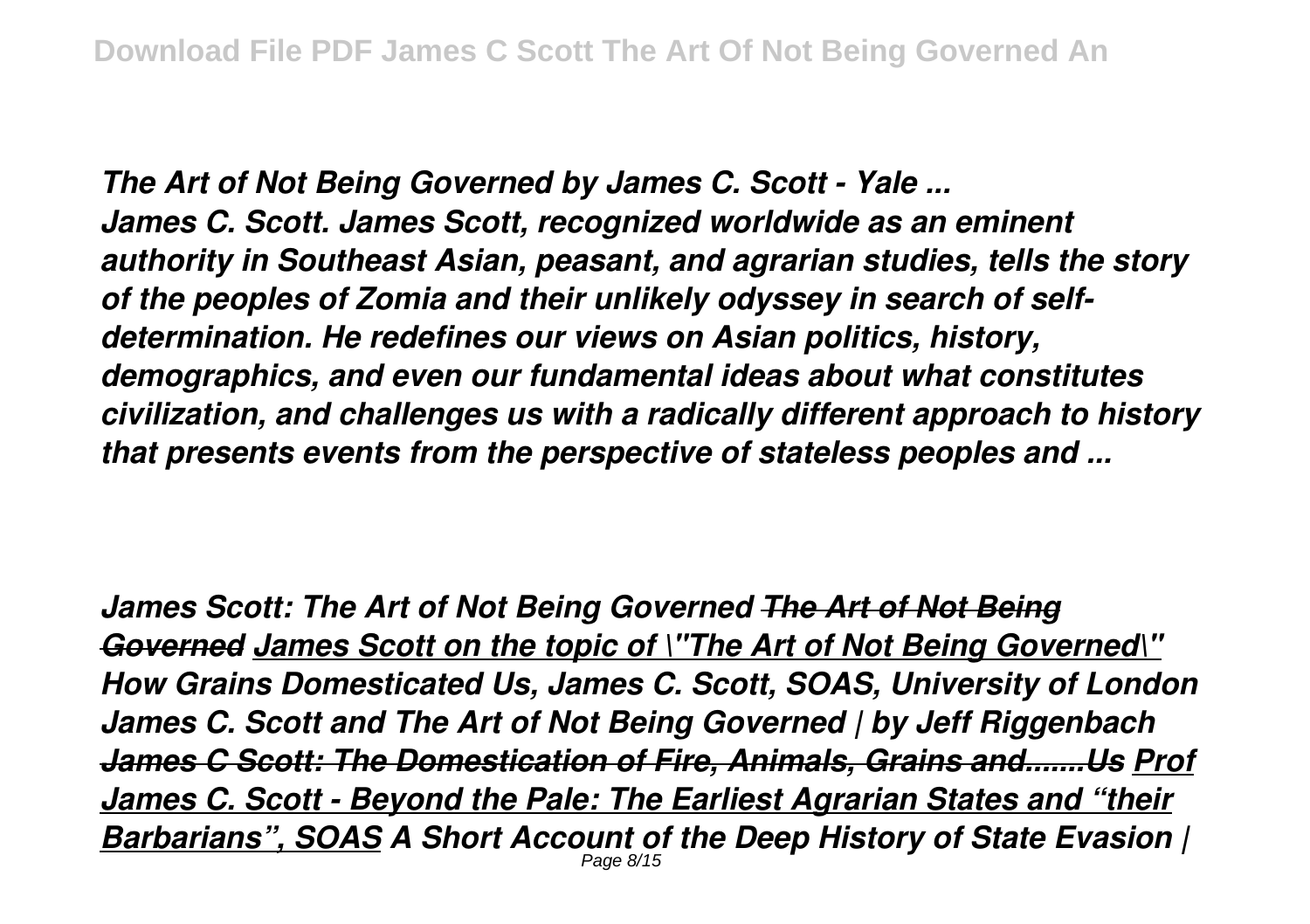*The Art of Not Being Governed by James C. Scott - Yale ...*
*James C. Scott. James Scott, recognized worldwide as an eminent authority in Southeast Asian, peasant, and agrarian studies, tells the story of the peoples of Zomia and their unlikely odyssey in search of self-determination. He redefines our views on Asian politics, history, demographics, and even our fundamental ideas about what constitutes civilization, and challenges us with a radically different approach to history that presents events from the perspective of stateless peoples and ...*

***James Scott: The Art of Not Being Governed*** ~~***The Art of Not Being Governed***~~ ***James Scott on the topic of \"The Art of Not Being Governed\"*** ***How Grains Domesticated Us, James C. Scott, SOAS, University of London*** ***James C. Scott and The Art of Not Being Governed | by Jeff Riggenbach*** ~~***James C Scott: The Domestication of Fire, Animals, Grains and.......Us***~~ ***Prof James C. Scott - Beyond the Pale: The Earliest Agrarian States and "their Barbarians", SOAS*** ***A Short Account of the Deep History of State Evasion |***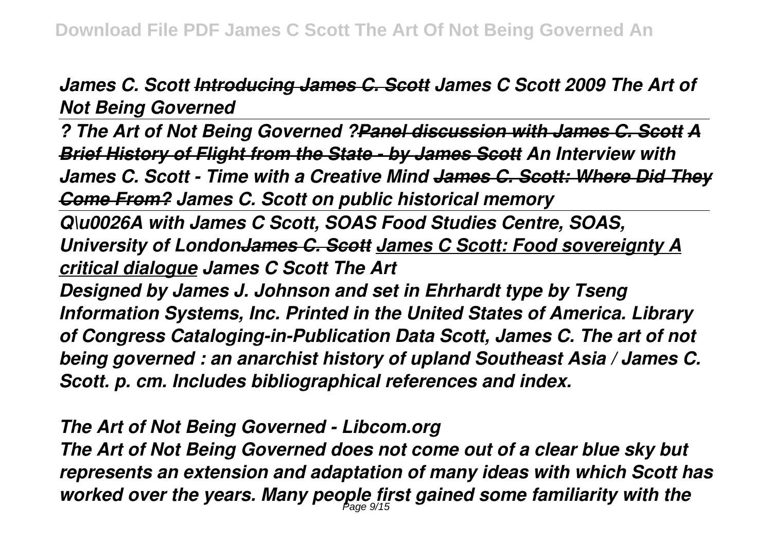*James C. Scott ~~Introducing James C. Scott~~ James C Scott 2009 The Art of Not Being Governed*

*? The Art of Not Being Governed ?~~Panel discussion with James C. Scott~~ ~~A Brief History of Flight from the State - by James Scott~~ An Interview with James C. Scott - Time with a Creative Mind ~~James C. Scott: Where Did They Come From?~~ James C. Scott on public historical memory*

*Q\u0026A with James C Scott, SOAS Food Studies Centre, SOAS, University of London~~James C. Scott~~ James C Scott: Food sovereignty A critical dialogue James C Scott The Art*

*Designed by James J. Johnson and set in Ehrhardt type by Tseng Information Systems, Inc. Printed in the United States of America. Library of Congress Cataloging-in-Publication Data Scott, James C. The art of not being governed : an anarchist history of upland Southeast Asia / James C. Scott. p. cm. Includes bibliographical references and index.*

*The Art of Not Being Governed - Libcom.org*

*The Art of Not Being Governed does not come out of a clear blue sky but represents an extension and adaptation of many ideas with which Scott has worked over the years. Many people first gained some familiarity with the*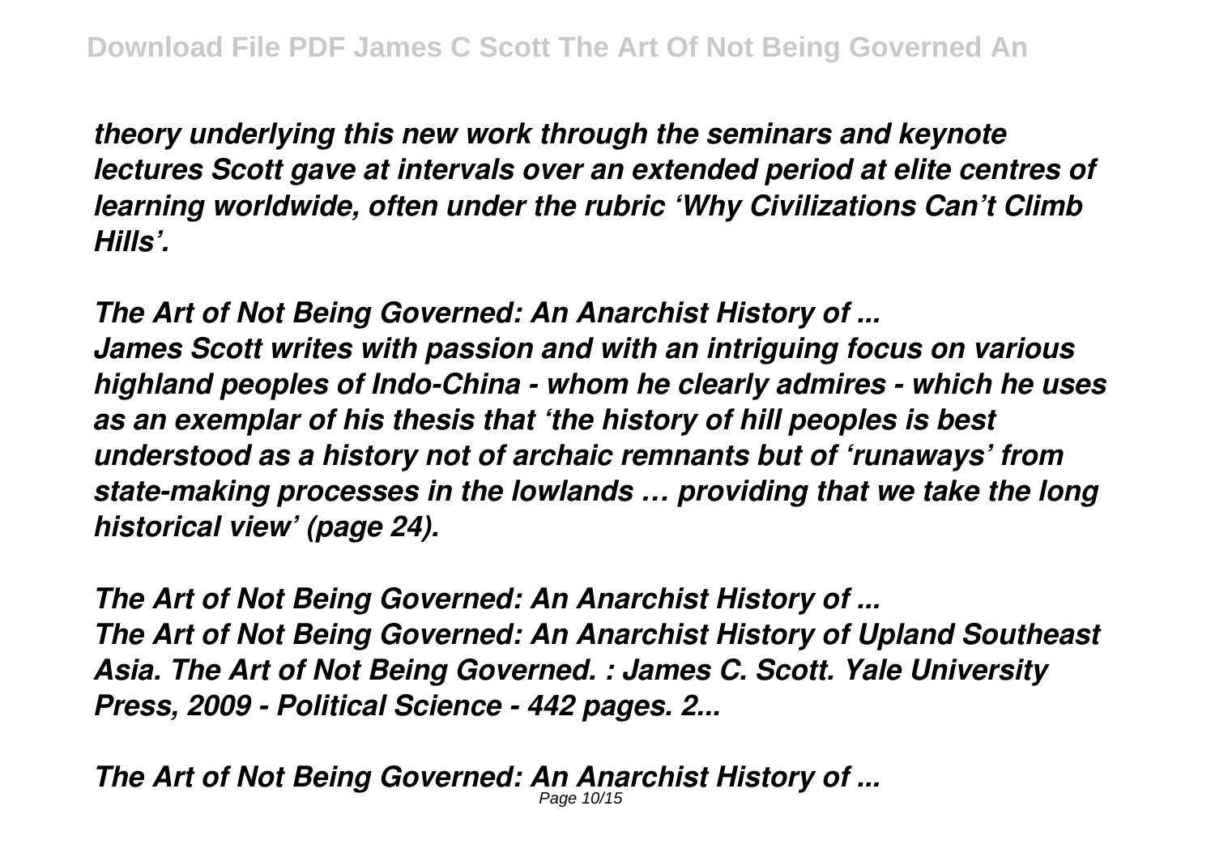*theory underlying this new work through the seminars and keynote lectures Scott gave at intervals over an extended period at elite centres of learning worldwide, often under the rubric 'Why Civilizations Can't Climb Hills'.*

*The Art of Not Being Governed: An Anarchist History of ...*
*James Scott writes with passion and with an intriguing focus on various highland peoples of Indo-China - whom he clearly admires - which he uses as an exemplar of his thesis that 'the history of hill peoples is best understood as a history not of archaic remnants but of 'runaways' from state-making processes in the lowlands … providing that we take the long historical view' (page 24).*

*The Art of Not Being Governed: An Anarchist History of ...*
*The Art of Not Being Governed: An Anarchist History of Upland Southeast Asia. The Art of Not Being Governed. : James C. Scott. Yale University Press, 2009 - Political Science - 442 pages. 2...*

*The Art of Not Being Governed: An Anarchist History of ...*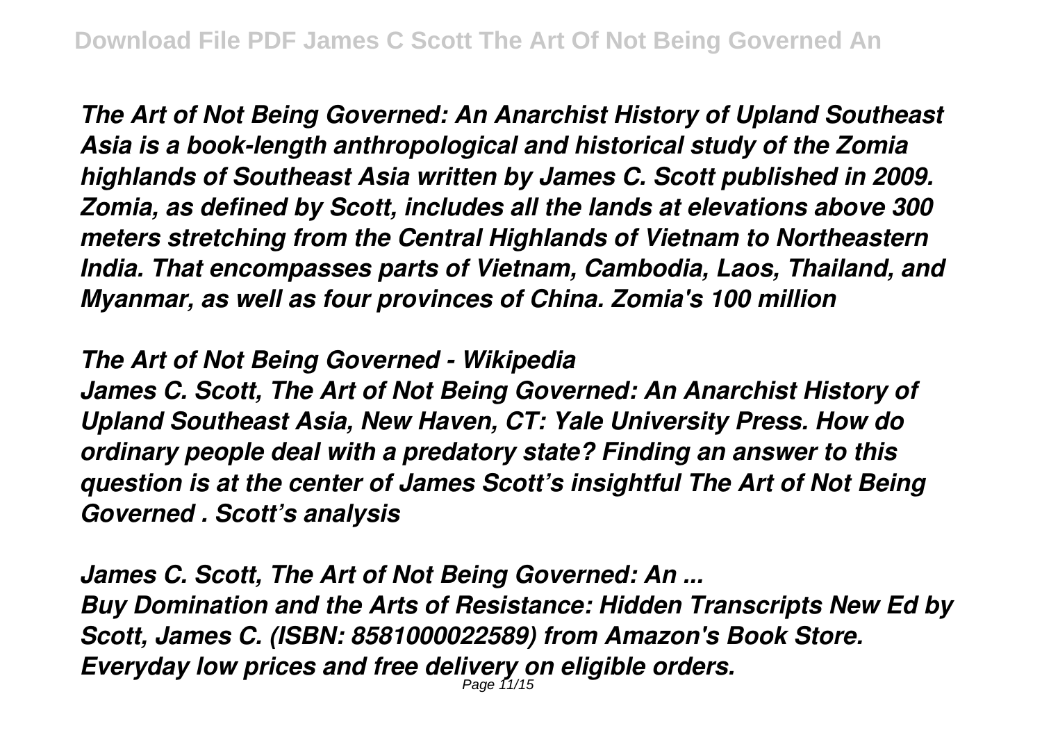*The Art of Not Being Governed: An Anarchist History of Upland Southeast Asia is a book-length anthropological and historical study of the Zomia highlands of Southeast Asia written by James C. Scott published in 2009. Zomia, as defined by Scott, includes all the lands at elevations above 300 meters stretching from the Central Highlands of Vietnam to Northeastern India. That encompasses parts of Vietnam, Cambodia, Laos, Thailand, and Myanmar, as well as four provinces of China. Zomia's 100 million*

*The Art of Not Being Governed - Wikipedia*

*James C. Scott, The Art of Not Being Governed: An Anarchist History of Upland Southeast Asia, New Haven, CT: Yale University Press. How do ordinary people deal with a predatory state? Finding an answer to this question is at the center of James Scott's insightful The Art of Not Being Governed . Scott's analysis*

*James C. Scott, The Art of Not Being Governed: An ...*

*Buy Domination and the Arts of Resistance: Hidden Transcripts New Ed by Scott, James C. (ISBN: 8581000022589) from Amazon's Book Store. Everyday low prices and free delivery on eligible orders.*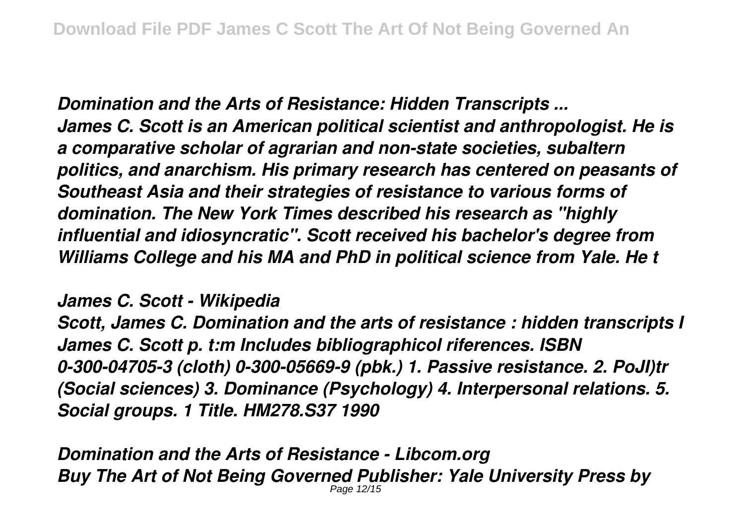*Domination and the Arts of Resistance: Hidden Transcripts ...*
*James C. Scott is an American political scientist and anthropologist. He is a comparative scholar of agrarian and non-state societies, subaltern politics, and anarchism. His primary research has centered on peasants of Southeast Asia and their strategies of resistance to various forms of domination. The New York Times described his research as "highly influential and idiosyncratic". Scott received his bachelor's degree from Williams College and his MA and PhD in political science from Yale. He t*

*James C. Scott - Wikipedia*
*Scott, James C. Domination and the arts of resistance : hidden transcripts I James C. Scott p. t:m Includes bibliographicol riferences. ISBN 0-300-04705-3 (cloth) 0-300-05669-9 (pbk.) 1. Passive resistance. 2. PoJl)tr (Social sciences) 3. Dominance (Psychology) 4. Interpersonal relations. 5. Social groups. 1 Title. HM278.S37 1990*

*Domination and the Arts of Resistance - Libcom.org*
*Buy The Art of Not Being Governed Publisher: Yale University Press by*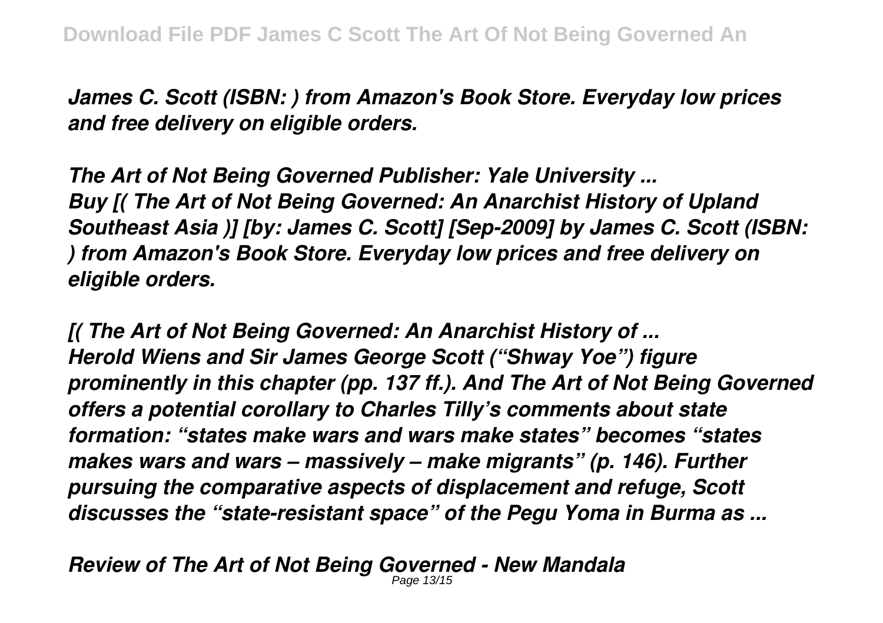*James C. Scott (ISBN: ) from Amazon's Book Store. Everyday low prices and free delivery on eligible orders.*

***The Art of Not Being Governed Publisher: Yale University ...***
***Buy [( The Art of Not Being Governed: An Anarchist History of Upland Southeast Asia )] [by: James C. Scott] [Sep-2009] by James C. Scott (ISBN: ) from Amazon's Book Store. Everyday low prices and free delivery on eligible orders.***

***[( The Art of Not Being Governed: An Anarchist History of ...***
***Herold Wiens and Sir James George Scott ("Shway Yoe") figure prominently in this chapter (pp. 137 ff.). And The Art of Not Being Governed offers a potential corollary to Charles Tilly's comments about state formation: "states make wars and wars make states" becomes "states makes wars and wars – massively – make migrants" (p. 146). Further pursuing the comparative aspects of displacement and refuge, Scott discusses the "state-resistant space" of the Pegu Yoma in Burma as ...***

***Review of The Art of Not Being Governed - New Mandala***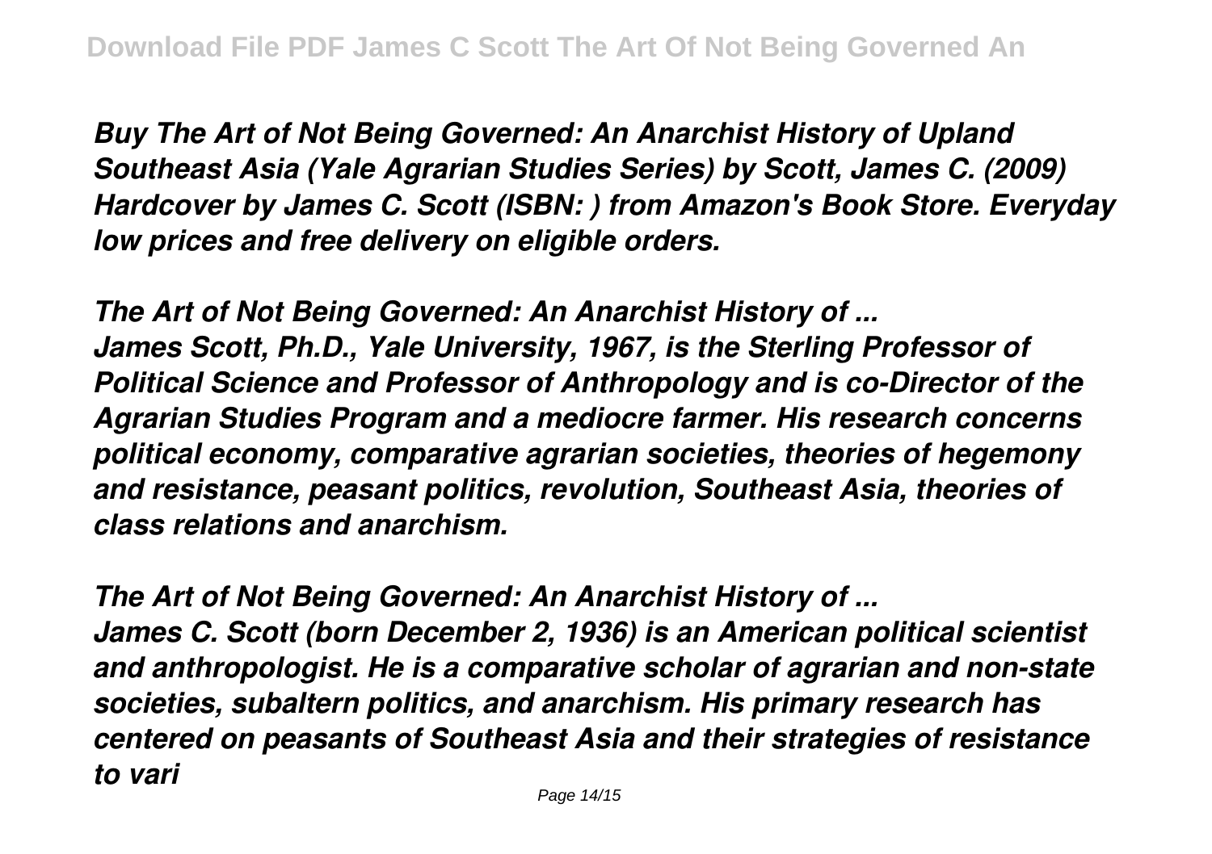*Buy The Art of Not Being Governed: An Anarchist History of Upland Southeast Asia (Yale Agrarian Studies Series) by Scott, James C. (2009) Hardcover by James C. Scott (ISBN: ) from Amazon's Book Store. Everyday low prices and free delivery on eligible orders.*

*The Art of Not Being Governed: An Anarchist History of ...*
*James Scott, Ph.D., Yale University, 1967, is the Sterling Professor of Political Science and Professor of Anthropology and is co-Director of the Agrarian Studies Program and a mediocre farmer. His research concerns political economy, comparative agrarian societies, theories of hegemony and resistance, peasant politics, revolution, Southeast Asia, theories of class relations and anarchism.*

*The Art of Not Being Governed: An Anarchist History of ...*
*James C. Scott (born December 2, 1936) is an American political scientist and anthropologist. He is a comparative scholar of agrarian and non-state societies, subaltern politics, and anarchism. His primary research has centered on peasants of Southeast Asia and their strategies of resistance to vari*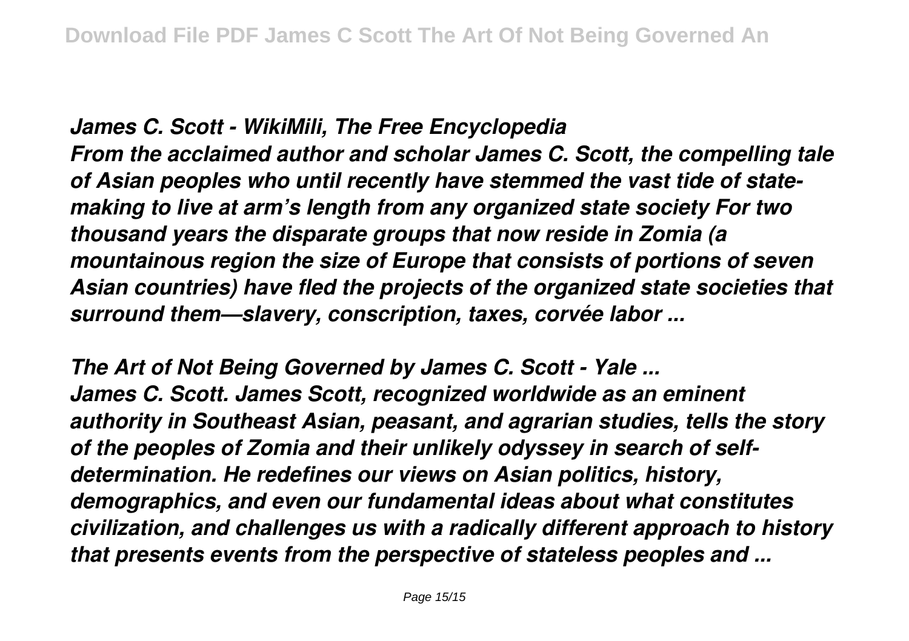*James C. Scott - WikiMili, The Free Encyclopedia*

*From the acclaimed author and scholar James C. Scott, the compelling tale of Asian peoples who until recently have stemmed the vast tide of state-making to live at arm's length from any organized state society For two thousand years the disparate groups that now reside in Zomia (a mountainous region the size of Europe that consists of portions of seven Asian countries) have fled the projects of the organized state societies that surround them—slavery, conscription, taxes, corvée labor ...*

*The Art of Not Being Governed by James C. Scott - Yale ...*

*James C. Scott. James Scott, recognized worldwide as an eminent authority in Southeast Asian, peasant, and agrarian studies, tells the story of the peoples of Zomia and their unlikely odyssey in search of self-determination. He redefines our views on Asian politics, history, demographics, and even our fundamental ideas about what constitutes civilization, and challenges us with a radically different approach to history that presents events from the perspective of stateless peoples and ...*